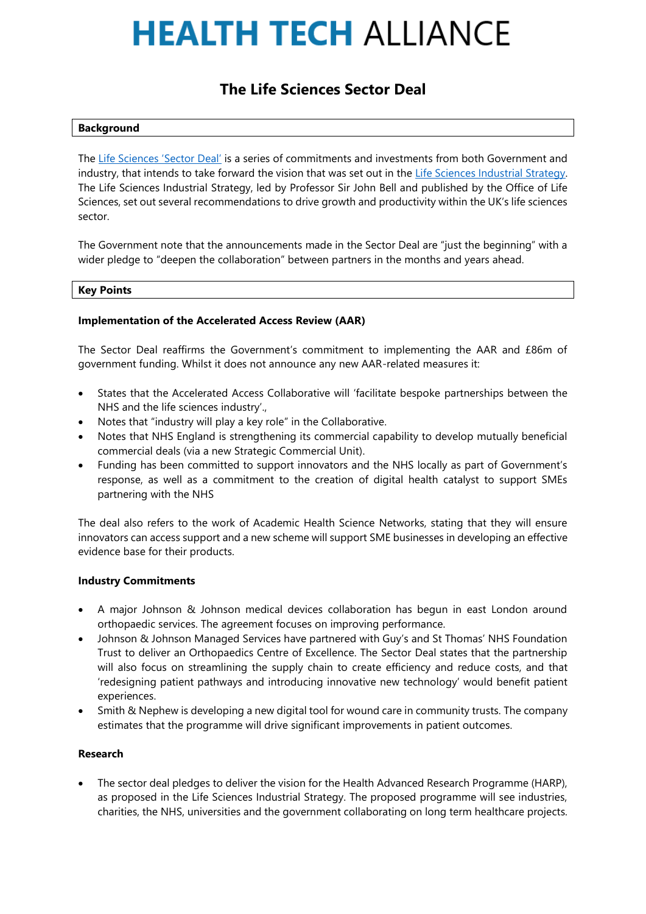# HEALTH TECH ALLIANCE

## The Life Sciences Sector Deal

### Background

The Life Sciences 'Sector Deal' is a series of commitments and investments from both Government and industry, that intends to take forward the vision that was set out in the Life Sciences Industrial Strategy. The Life Sciences Industrial Strategy, led by Professor Sir John Bell and published by the Office of Life Sciences, set out several recommendations to drive growth and productivity within the UK's life sciences sector.

The Government note that the announcements made in the Sector Deal are "just the beginning" with a wider pledge to "deepen the collaboration" between partners in the months and years ahead.

### Key Points

**Implementation of the Accelerated Access Review (AAR)**

The Sector Deal reaffirms the Government's commitment to implementing the AAR and £86m of government funding. Whilst it does not announce any new AAR-related measures it:

- States that the Accelerated Access Collaborative will 'facilitate bespoke partnerships between the NHS and the life sciences industry'.,
- Notes that "industry will play a key role" in the Collaborative.
- Notes that NHS England is strengthening its commercial capability to develop mutually beneficial commercial deals (via a new Strategic Commercial Unit).
- Funding has been committed to support innovators and the NHS locally as part of Government's response, as well as a commitment to the creation of digital health catalyst to support SMEs partnering with the NHS

The deal also refers to the work of Academic Health Science Networks, stating that they will ensure innovators can access support and a new scheme will support SME businesses in developing an effective evidence base for their products.

**Industry Commitments**

- A major Johnson & Johnson medical devices collaboration has begun in east London around orthopaedic services. The agreement focuses on improving performance.
- Johnson & Johnson Managed Services have partnered with Guy's and St Thomas' NHS Foundation Trust to deliver an Orthopaedics Centre of Excellence. The Sector Deal states that the partnership will also focus on streamlining the supply chain to create efficiency and reduce costs, and that 'redesigning patient pathways and introducing innovative new technology' would benefit patient experiences.
- Smith & Nephew is developing a new digital tool for wound care in community trusts. The company estimates that the programme will drive significant improvements in patient outcomes.

**Research**

- The sector deal pledges to deliver the vision for the Health Advanced Research Programme (HARP), as proposed in the Life Sciences Industrial Strategy. The proposed programme will see industries, charities, the NHS, universities and the government collaborating on long term healthcare projects.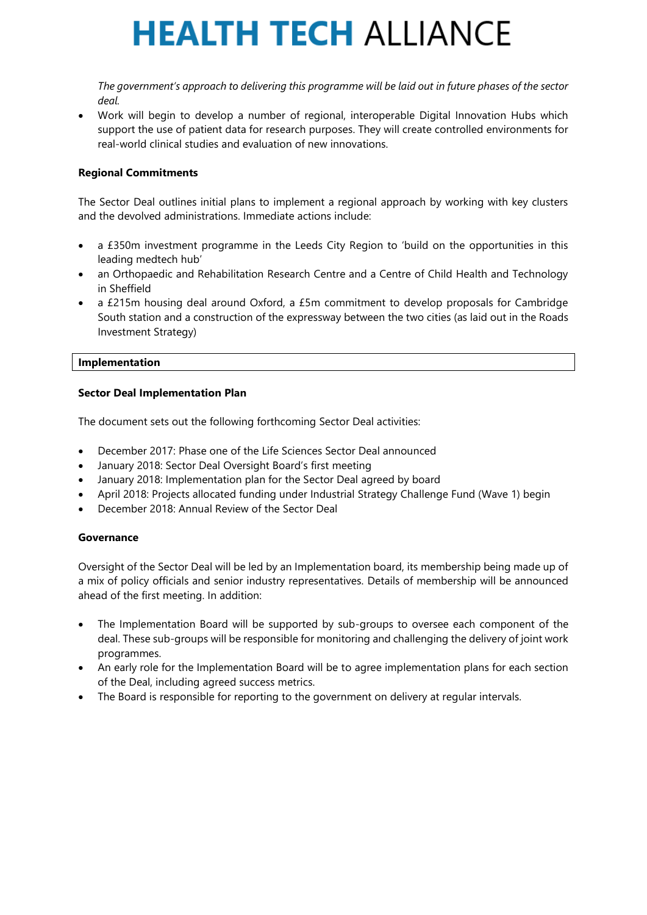*The government's approach to delivering this programme will be laid out in future phases of the sector deal.*

- Work will begin to develop a number of regional, interoperable Digital Innovation Hubs which support the use of patient data for research purposes. They will create controlled environments for real-world clinical studies and evaluation of new innovations.

**Regional Commitments**

The Sector Deal outlines initial plans to implement a regional approach by working with key clusters and the devolved administrations. Immediate actions include:

- a £350m investment programme in the Leeds City Region to 'build on the opportunities in this leading medtech hub'
- an Orthopaedic and Rehabilitation Research Centre and a Centre of Child Health and Technology in Sheffield
- a £215m housing deal around Oxford, a £5m commitment to develop proposals for Cambridge South station and a construction of the expressway between the two cities (as laid out in the Roads Investment Strategy)

## Implementation

**Sector Deal Implementation Plan**

The document sets out the following forthcoming Sector Deal activities:

- December 2017: Phase one of the Life Sciences Sector Deal announced
- January 2018: Sector Deal Oversight Board's first meeting
- January 2018: Implementation plan for the Sector Deal agreed by board
- April 2018: Projects allocated funding under Industrial Strategy Challenge Fund (Wave 1) begin
- December 2018: Annual Review of the Sector Deal

**Governance**

Oversight of the Sector Deal will be led by an Implementation board, its membership being made up of a mix of policy officials and senior industry representatives. Details of membership will be announced ahead of the first meeting. In addition:

- The Implementation Board will be supported by sub-groups to oversee each component of the deal. These sub-groups will be responsible for monitoring and challenging the delivery of joint work programmes.
- An early role for the Implementation Board will be to agree implementation plans for each section of the Deal, including agreed success metrics.
- The Board is responsible for reporting to the government on delivery at regular intervals.